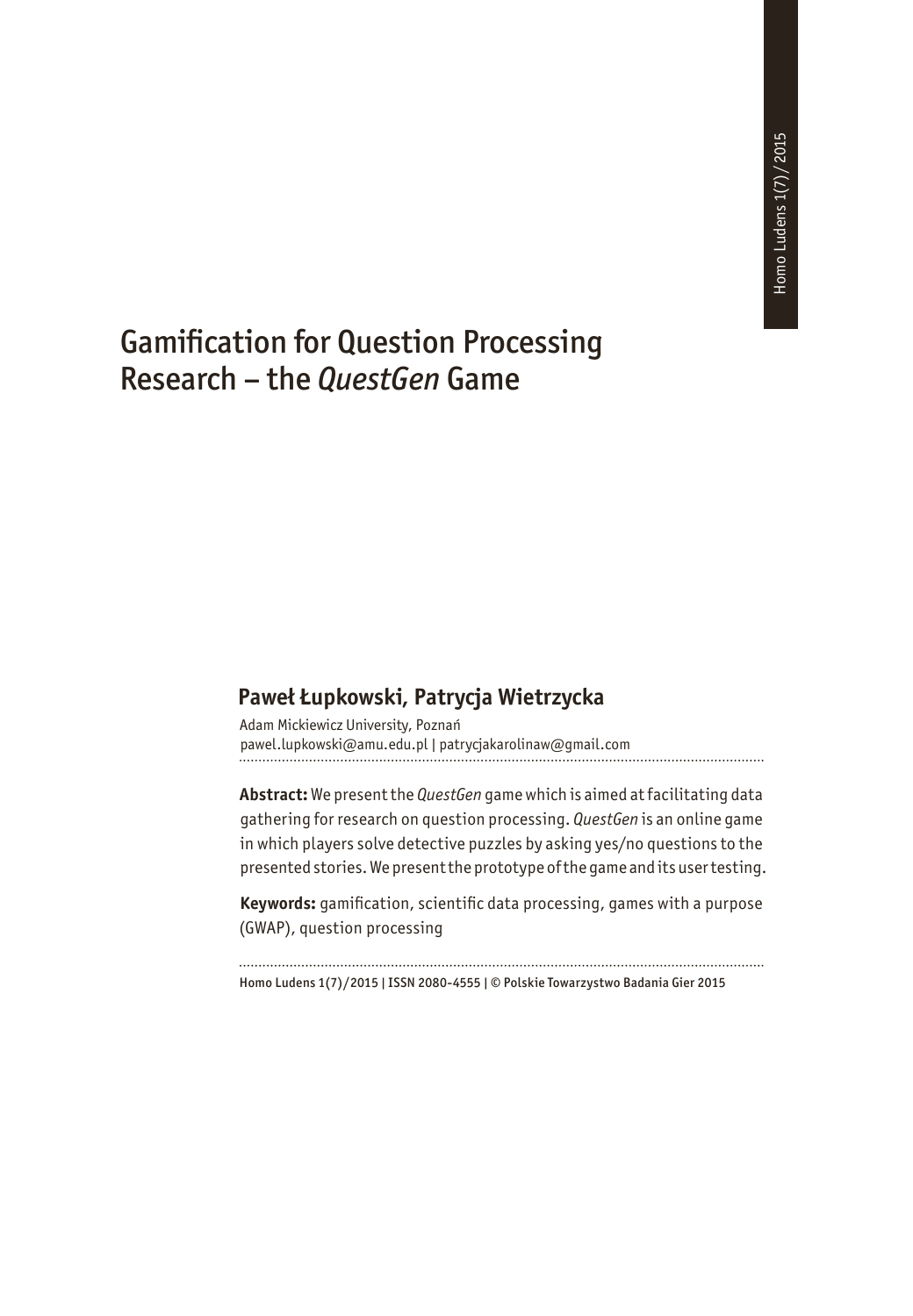# Gamification for Question Processing Research – the *QuestGen* Game

**Paweł Łupkowski, Patrycja Wietrzycka**

Adam Mickiewicz University, Poznań
pawel.lupkowski@amu.edu.pl | patrycjakarolinaw@gmail.com

**Abstract:** We present the *QuestGen* game which is aimed at facilitating data gathering for research on question processing. *QuestGen* is an online game in which players solve detective puzzles by asking yes/no questions to the presented stories. We present the prototype of the game and its user testing.

**Keywords:** gamification, scientific data processing, games with a purpose (GWAP), question processing

Homo Ludens 1(7)/2015 | ISSN 2080-4555 | © Polskie Towarzystwo Badania Gier 2015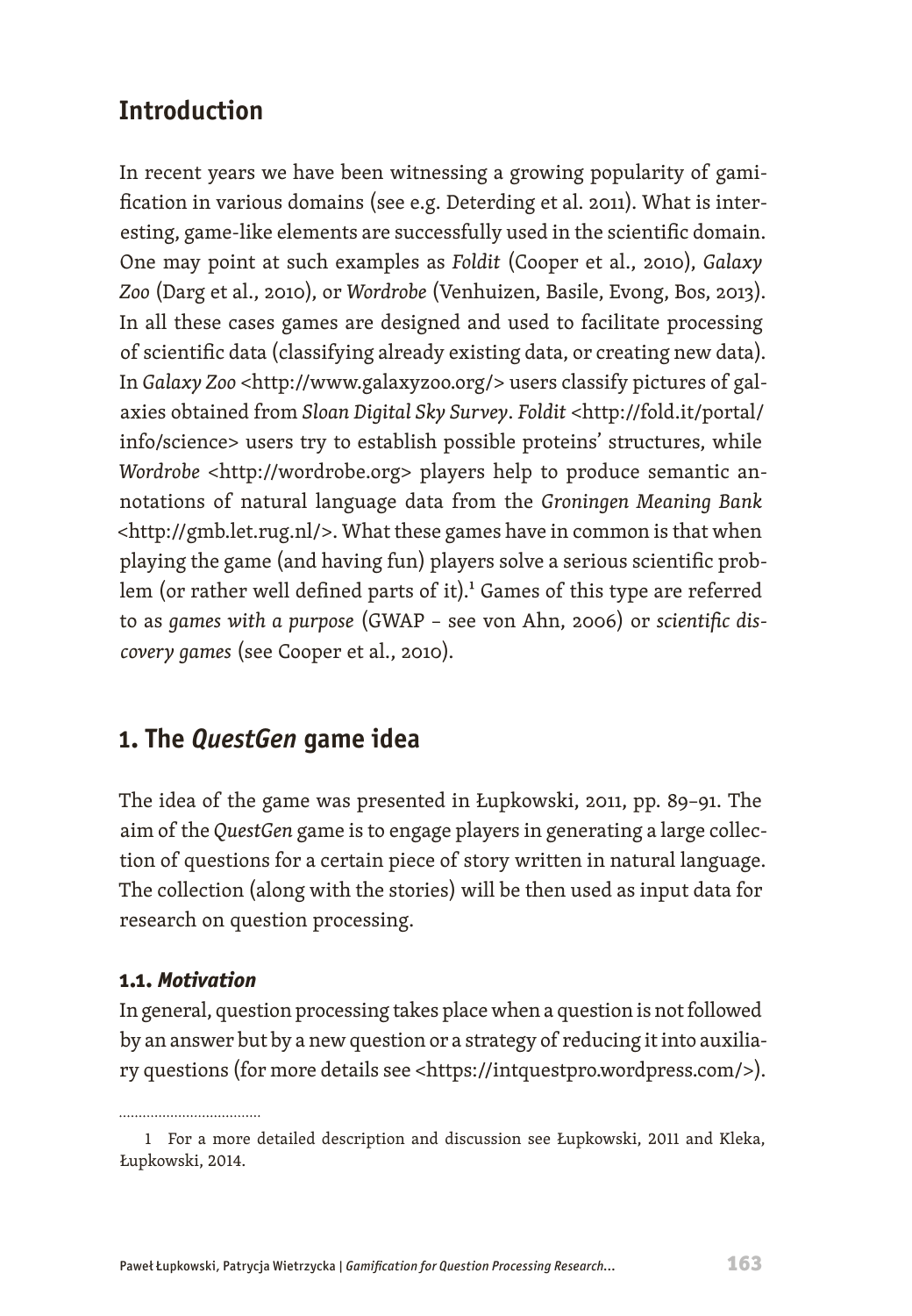## Introduction

In recent years we have been witnessing a growing popularity of gamification in various domains (see e.g. Deterding et al. 2011). What is interesting, game-like elements are successfully used in the scientific domain. One may point at such examples as *Foldit* (Cooper et al., 2010), *Galaxy Zoo* (Darg et al., 2010), or *Wordrobe* (Venhuizen, Basile, Evong, Bos, 2013). In all these cases games are designed and used to facilitate processing of scientific data (classifying already existing data, or creating new data). In *Galaxy Zoo* <http://www.galaxyzoo.org/> users classify pictures of galaxies obtained from *Sloan Digital Sky Survey*. *Foldit* <http://fold.it/portal/info/science> users try to establish possible proteins' structures, while *Wordrobe* <http://wordrobe.org> players help to produce semantic annotations of natural language data from the *Groningen Meaning Bank* <http://gmb.let.rug.nl/>. What these games have in common is that when playing the game (and having fun) players solve a serious scientific problem (or rather well defined parts of it).[1] Games of this type are referred to as *games with a purpose* (GWAP – see von Ahn, 2006) or *scientific discovery games* (see Cooper et al., 2010).

## 1. The *QuestGen* game idea

The idea of the game was presented in Łupkowski, 2011, pp. 89–91. The aim of the *QuestGen* game is to engage players in generating a large collection of questions for a certain piece of story written in natural language. The collection (along with the stories) will be then used as input data for research on question processing.

### 1.1. *Motivation*

In general, question processing takes place when a question is not followed by an answer but by a new question or a strategy of reducing it into auxiliary questions (for more details see <https://intquestpro.wordpress.com/>).

1 For a more detailed description and discussion see Łupkowski, 2011 and Kleka, Łupkowski, 2014.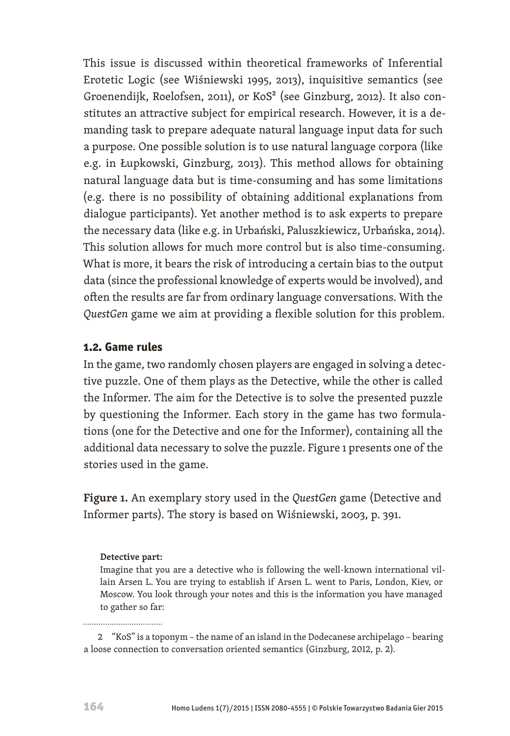This issue is discussed within theoretical frameworks of Inferential Erotetic Logic (see Wiśniewski 1995, 2013), inquisitive semantics (see Groenendijk, Roelofsen, 2011), or KoS[2] (see Ginzburg, 2012). It also constitutes an attractive subject for empirical research. However, it is a demanding task to prepare adequate natural language input data for such a purpose. One possible solution is to use natural language corpora (like e.g. in Łupkowski, Ginzburg, 2013). This method allows for obtaining natural language data but is time-consuming and has some limitations (e.g. there is no possibility of obtaining additional explanations from dialogue participants). Yet another method is to ask experts to prepare the necessary data (like e.g. in Urbański, Paluszkiewicz, Urbańska, 2014). This solution allows for much more control but is also time-consuming. What is more, it bears the risk of introducing a certain bias to the output data (since the professional knowledge of experts would be involved), and often the results are far from ordinary language conversations. With the *QuestGen* game we aim at providing a flexible solution for this problem.

### 1.2. Game rules

In the game, two randomly chosen players are engaged in solving a detective puzzle. One of them plays as the Detective, while the other is called the Informer. The aim for the Detective is to solve the presented puzzle by questioning the Informer. Each story in the game has two formulations (one for the Detective and one for the Informer), containing all the additional data necessary to solve the puzzle. Figure 1 presents one of the stories used in the game.

**Figure 1.** An exemplary story used in the *QuestGen* game (Detective and Informer parts). The story is based on Wiśniewski, 2003, p. 391.

**Detective part:**

Imagine that you are a detective who is following the well-known international villain Arsen L. You are trying to establish if Arsen L. went to Paris, London, Kiev, or Moscow. You look through your notes and this is the information you have managed to gather so far:

---

[2] "KoS" is a toponym – the name of an island in the Dodecanese archipelago – bearing a loose connection to conversation oriented semantics (Ginzburg, 2012, p. 2).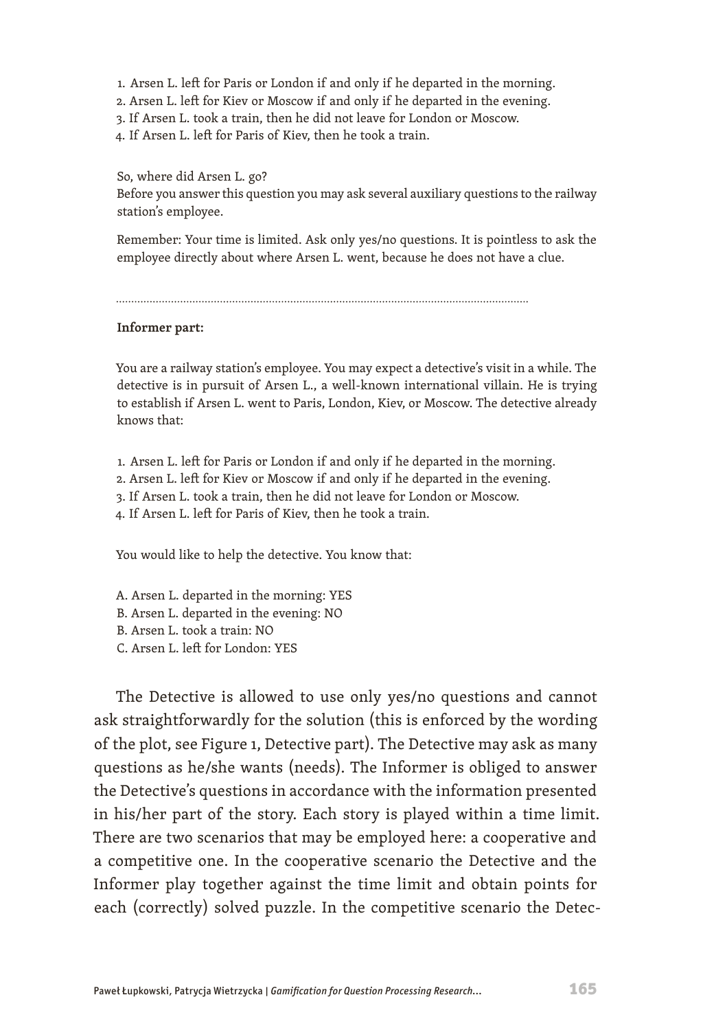1. Arsen L. left for Paris or London if and only if he departed in the morning.
2. Arsen L. left for Kiev or Moscow if and only if he departed in the evening.
3. If Arsen L. took a train, then he did not leave for London or Moscow.
4. If Arsen L. left for Paris of Kiev, then he took a train.

So, where did Arsen L. go?
Before you answer this question you may ask several auxiliary questions to the railway station's employee.

Remember: Your time is limited. Ask only yes/no questions. It is pointless to ask the employee directly about where Arsen L. went, because he does not have a clue.

.......................................................................................................................................

**Informer part:**

You are a railway station's employee. You may expect a detective's visit in a while. The detective is in pursuit of Arsen L., a well-known international villain. He is trying to establish if Arsen L. went to Paris, London, Kiev, or Moscow. The detective already knows that:

1. Arsen L. left for Paris or London if and only if he departed in the morning.
2. Arsen L. left for Kiev or Moscow if and only if he departed in the evening.
3. If Arsen L. took a train, then he did not leave for London or Moscow.
4. If Arsen L. left for Paris of Kiev, then he took a train.

You would like to help the detective. You know that:

A. Arsen L. departed in the morning: YES
B. Arsen L. departed in the evening: NO
B. Arsen L. took a train: NO
C. Arsen L. left for London: YES

The Detective is allowed to use only yes/no questions and cannot ask straightforwardly for the solution (this is enforced by the wording of the plot, see Figure 1, Detective part). The Detective may ask as many questions as he/she wants (needs). The Informer is obliged to answer the Detective's questions in accordance with the information presented in his/her part of the story. Each story is played within a time limit. There are two scenarios that may be employed here: a cooperative and a competitive one. In the cooperative scenario the Detective and the Informer play together against the time limit and obtain points for each (correctly) solved puzzle. In the competitive scenario the Detec-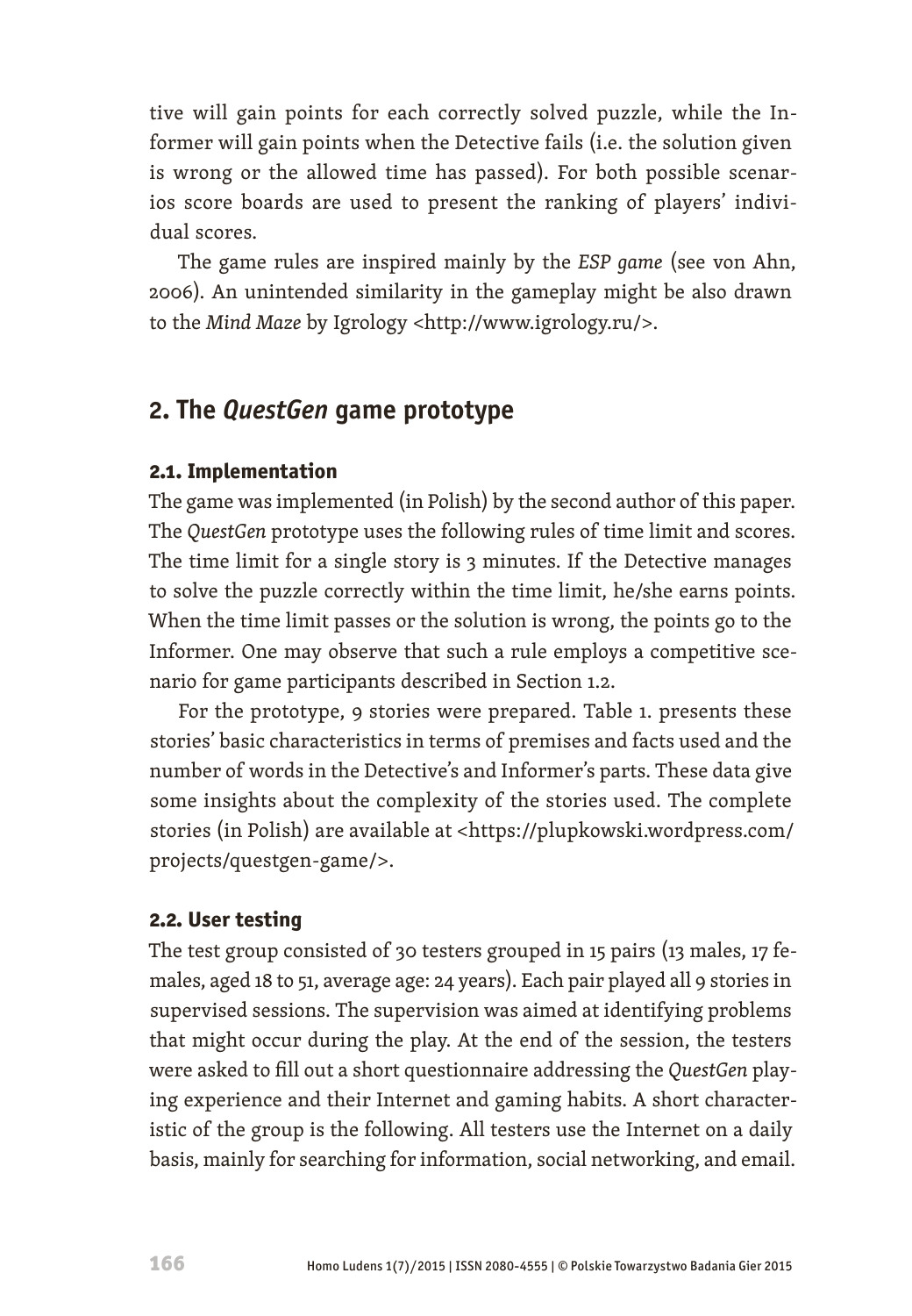tive will gain points for each correctly solved puzzle, while the Informer will gain points when the Detective fails (i.e. the solution given is wrong or the allowed time has passed). For both possible scenarios score boards are used to present the ranking of players' individual scores.

The game rules are inspired mainly by the *ESP game* (see von Ahn, 2006). An unintended similarity in the gameplay might be also drawn to the *Mind Maze* by Igrology <http://www.igrology.ru/>.

## 2. The *QuestGen* game prototype

### 2.1. Implementation

The game was implemented (in Polish) by the second author of this paper. The *QuestGen* prototype uses the following rules of time limit and scores. The time limit for a single story is 3 minutes. If the Detective manages to solve the puzzle correctly within the time limit, he/she earns points. When the time limit passes or the solution is wrong, the points go to the Informer. One may observe that such a rule employs a competitive scenario for game participants described in Section 1.2.

For the prototype, 9 stories were prepared. Table 1. presents these stories' basic characteristics in terms of premises and facts used and the number of words in the Detective's and Informer's parts. These data give some insights about the complexity of the stories used. The complete stories (in Polish) are available at <https://plupkowski.wordpress.com/projects/questgen-game/>.

### 2.2. User testing

The test group consisted of 30 testers grouped in 15 pairs (13 males, 17 females, aged 18 to 51, average age: 24 years). Each pair played all 9 stories in supervised sessions. The supervision was aimed at identifying problems that might occur during the play. At the end of the session, the testers were asked to fill out a short questionnaire addressing the *QuestGen* playing experience and their Internet and gaming habits. A short characteristic of the group is the following. All testers use the Internet on a daily basis, mainly for searching for information, social networking, and email.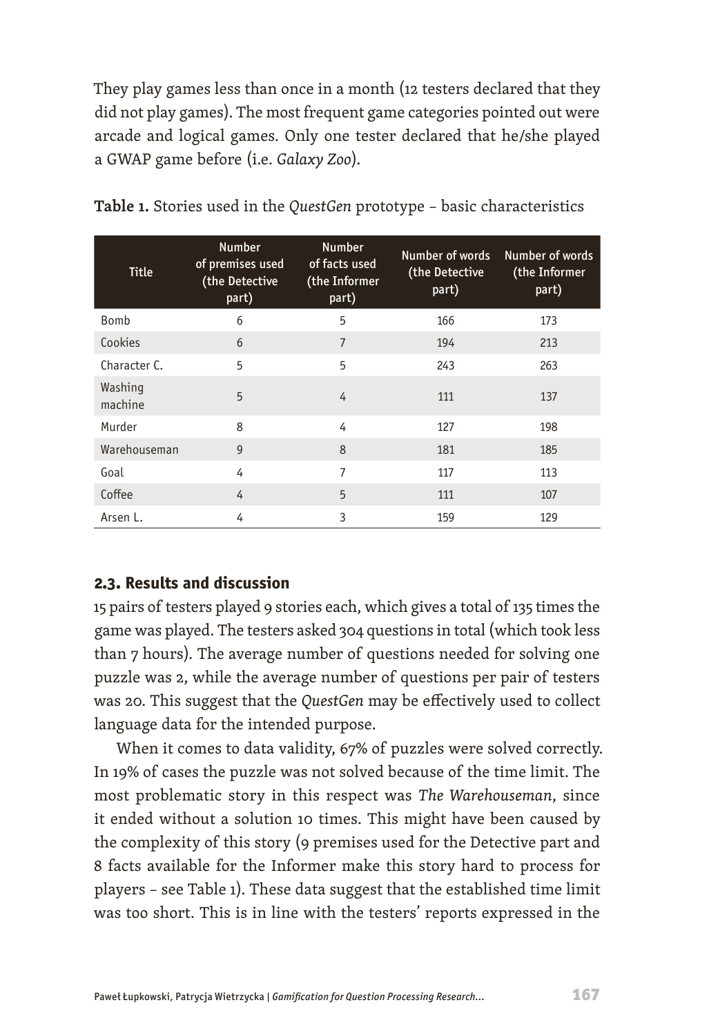They play games less than once in a month (12 testers declared that they did not play games). The most frequent game categories pointed out were arcade and logical games. Only one tester declared that he/she played a GWAP game before (i.e. *Galaxy Zoo*).

**Table 1.** Stories used in the *QuestGen* prototype – basic characteristics

| Title | Number of premises used (the Detective part) | Number of facts used (the Informer part) | Number of words (the Detective part) | Number of words (the Informer part) |
|---|---|---|---|---|
| Bomb | 6 | 5 | 166 | 173 |
| Cookies | 6 | 7 | 194 | 213 |
| Character C. | 5 | 5 | 243 | 263 |
| Washing machine | 5 | 4 | 111 | 137 |
| Murder | 8 | 4 | 127 | 198 |
| Warehouseman | 9 | 8 | 181 | 185 |
| Goal | 4 | 7 | 117 | 113 |
| Coffee | 4 | 5 | 111 | 107 |
| Arsen L. | 4 | 3 | 159 | 129 |

### 2.3. Results and discussion

15 pairs of testers played 9 stories each, which gives a total of 135 times the game was played. The testers asked 304 questions in total (which took less than 7 hours). The average number of questions needed for solving one puzzle was 2, while the average number of questions per pair of testers was 20. This suggest that the *QuestGen* may be effectively used to collect language data for the intended purpose.

When it comes to data validity, 67% of puzzles were solved correctly. In 19% of cases the puzzle was not solved because of the time limit. The most problematic story in this respect was *The Warehouseman*, since it ended without a solution 10 times. This might have been caused by the complexity of this story (9 premises used for the Detective part and 8 facts available for the Informer make this story hard to process for players – see Table 1). These data suggest that the established time limit was too short. This is in line with the testers' reports expressed in the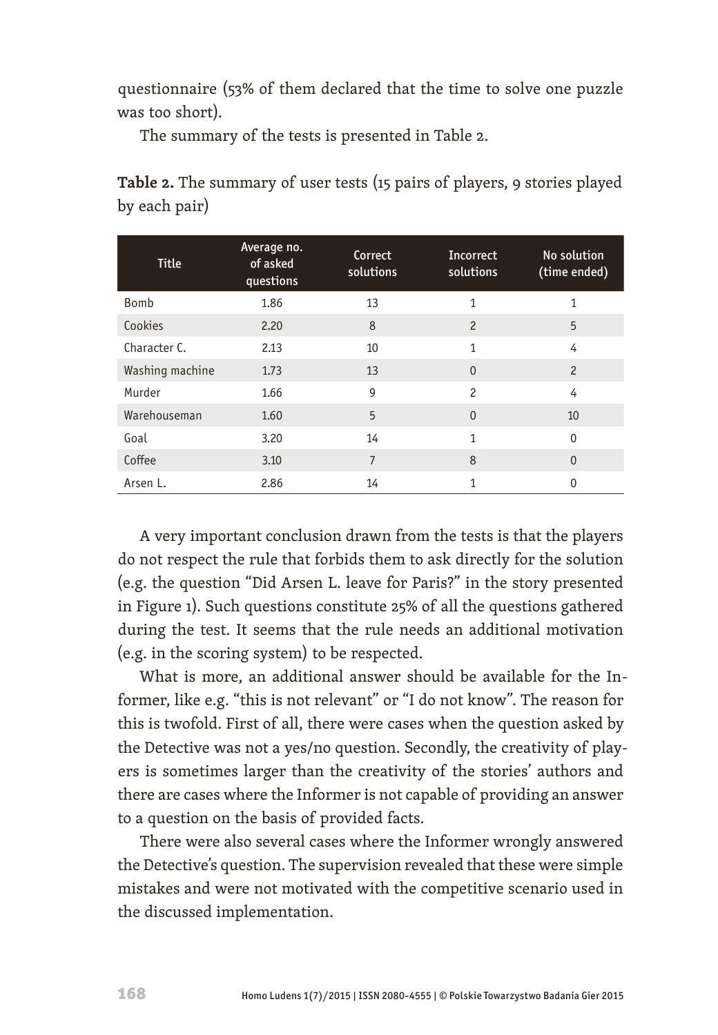questionnaire (53% of them declared that the time to solve one puzzle was too short).

The summary of the tests is presented in Table 2.

**Table 2.** The summary of user tests (15 pairs of players, 9 stories played by each pair)

| Title | Average no. of asked questions | Correct solutions | Incorrect solutions | No solution (time ended) |
|---|---|---|---|---|
| Bomb | 1.86 | 13 | 1 | 1 |
| Cookies | 2.20 | 8 | 2 | 5 |
| Character C. | 2.13 | 10 | 1 | 4 |
| Washing machine | 1.73 | 13 | 0 | 2 |
| Murder | 1.66 | 9 | 2 | 4 |
| Warehouseman | 1.60 | 5 | 0 | 10 |
| Goal | 3.20 | 14 | 1 | 0 |
| Coffee | 3.10 | 7 | 8 | 0 |
| Arsen L. | 2.86 | 14 | 1 | 0 |

A very important conclusion drawn from the tests is that the players do not respect the rule that forbids them to ask directly for the solution (e.g. the question "Did Arsen L. leave for Paris?" in the story presented in Figure 1). Such questions constitute 25% of all the questions gathered during the test. It seems that the rule needs an additional motivation (e.g. in the scoring system) to be respected.

What is more, an additional answer should be available for the Informer, like e.g. "this is not relevant" or "I do not know". The reason for this is twofold. First of all, there were cases when the question asked by the Detective was not a yes/no question. Secondly, the creativity of players is sometimes larger than the creativity of the stories' authors and there are cases where the Informer is not capable of providing an answer to a question on the basis of provided facts.

There were also several cases where the Informer wrongly answered the Detective's question. The supervision revealed that these were simple mistakes and were not motivated with the competitive scenario used in the discussed implementation.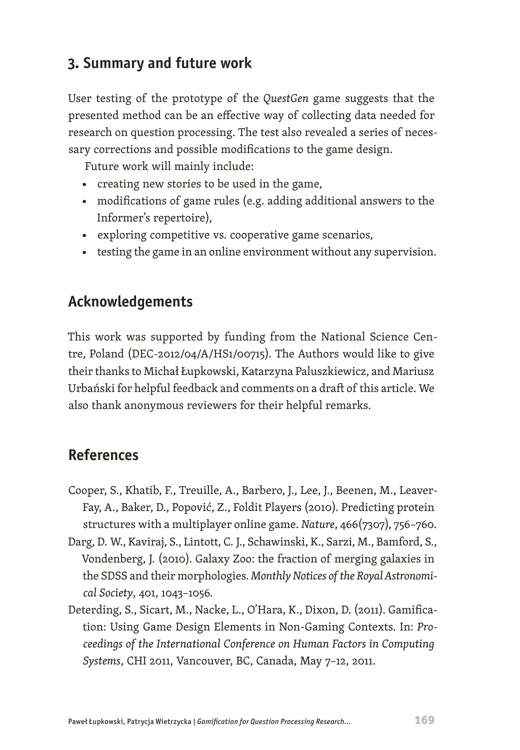## 3. Summary and future work

User testing of the prototype of the *QuestGen* game suggests that the presented method can be an effective way of collecting data needed for research on question processing. The test also revealed a series of necessary corrections and possible modifications to the game design.

Future work will mainly include:

- creating new stories to be used in the game,
- modifications of game rules (e.g. adding additional answers to the Informer's repertoire),
- exploring competitive vs. cooperative game scenarios,
- testing the game in an online environment without any supervision.

## Acknowledgements

This work was supported by funding from the National Science Centre, Poland (DEC-2012/04/A/HS1/00715). The Authors would like to give their thanks to Michał Łupkowski, Katarzyna Paluszkiewicz, and Mariusz Urbański for helpful feedback and comments on a draft of this article. We also thank anonymous reviewers for their helpful remarks.

## References

Cooper, S., Khatib, F., Treuille, A., Barbero, J., Lee, J., Beenen, M., Leaver-Fay, A., Baker, D., Popović, Z., Foldit Players (2010). Predicting protein structures with a multiplayer online game. *Nature*, 466(7307), 756–760.

Darg, D. W., Kaviraj, S., Lintott, C. J., Schawinski, K., Sarzi, M., Bamford, S., Vondenberg, J. (2010). Galaxy Zoo: the fraction of merging galaxies in the SDSS and their morphologies. *Monthly Notices of the Royal Astronomical Society*, 401, 1043–1056.

Deterding, S., Sicart, M., Nacke, L., O'Hara, K., Dixon, D. (2011). Gamification: Using Game Design Elements in Non-Gaming Contexts. In: *Proceedings of the International Conference on Human Factors in Computing Systems*, CHI 2011, Vancouver, BC, Canada, May 7–12, 2011.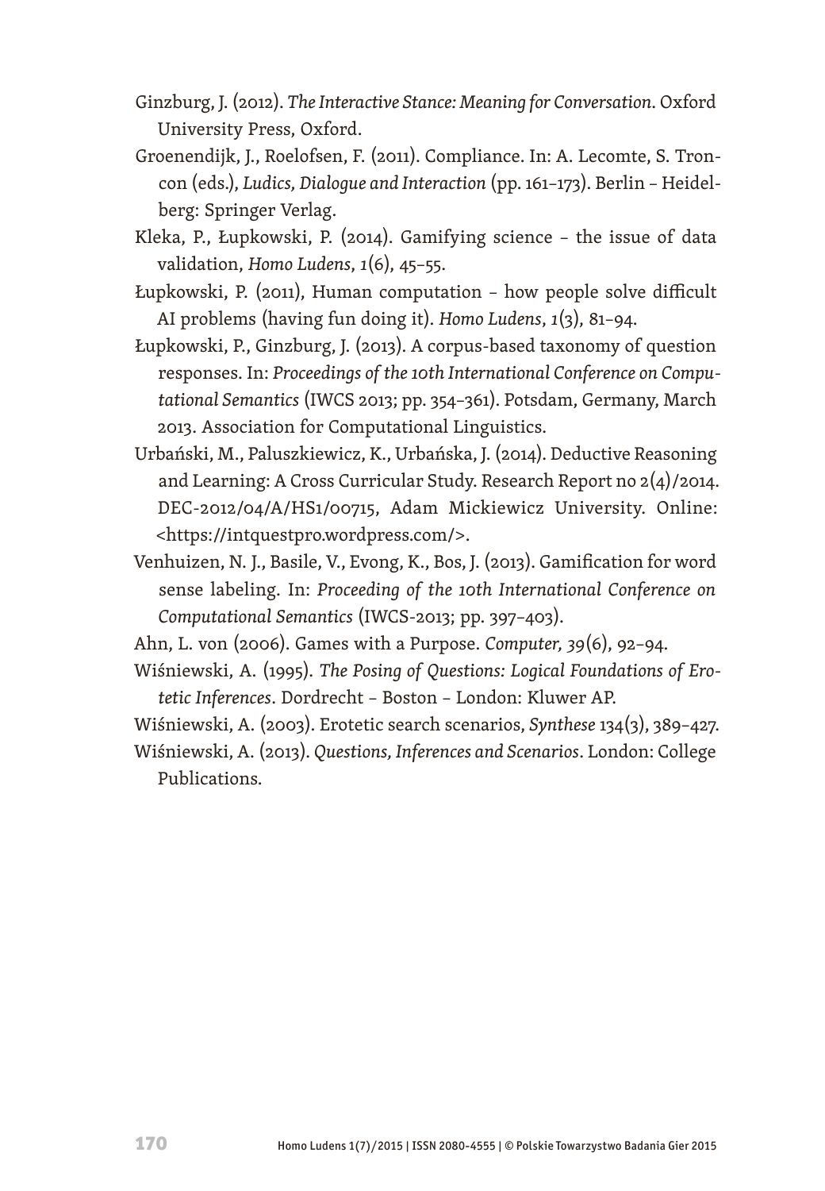Ginzburg, J. (2012). *The Interactive Stance: Meaning for Conversation*. Oxford University Press, Oxford.

Groenendijk, J., Roelofsen, F. (2011). Compliance. In: A. Lecomte, S. Troncon (eds.), *Ludics, Dialogue and Interaction* (pp. 161–173). Berlin – Heidelberg: Springer Verlag.

Kleka, P., Łupkowski, P. (2014). Gamifying science – the issue of data validation, *Homo Ludens*, *1*(6), 45–55.

Łupkowski, P. (2011), Human computation – how people solve difficult AI problems (having fun doing it). *Homo Ludens*, *1*(3), 81–94.

Łupkowski, P., Ginzburg, J. (2013). A corpus-based taxonomy of question responses. In: *Proceedings of the 10th International Conference on Computational Semantics* (IWCS 2013; pp. 354–361). Potsdam, Germany, March 2013. Association for Computational Linguistics.

Urbański, M., Paluszkiewicz, K., Urbańska, J. (2014). Deductive Reasoning and Learning: A Cross Curricular Study. Research Report no 2(4)/2014. DEC-2012/04/A/HS1/00715, Adam Mickiewicz University. Online: <https://intquestpro.wordpress.com/>.

Venhuizen, N. J., Basile, V., Evong, K., Bos, J. (2013). Gamification for word sense labeling. In: *Proceeding of the 10th International Conference on Computational Semantics* (IWCS-2013; pp. 397–403).

Ahn, L. von (2006). Games with a Purpose. *Computer, 39*(6), 92–94.

Wiśniewski, A. (1995). *The Posing of Questions: Logical Foundations of Erotetic Inferences*. Dordrecht – Boston – London: Kluwer AP.

Wiśniewski, A. (2003). Erotetic search scenarios, *Synthese* 134(3), 389–427.

Wiśniewski, A. (2013). *Questions, Inferences and Scenarios*. London: College Publications.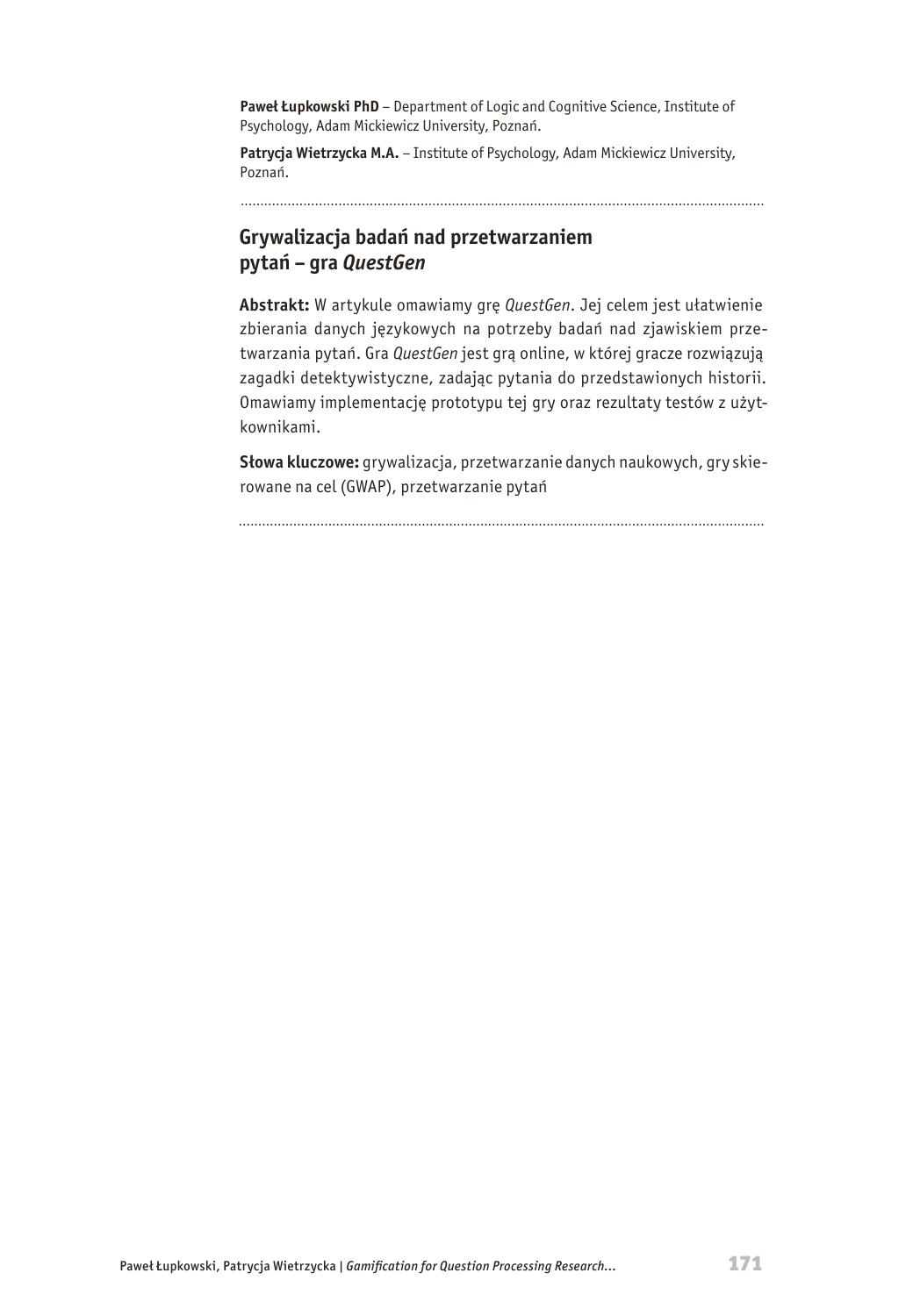**Paweł Łupkowski PhD** – Department of Logic and Cognitive Science, Institute of Psychology, Adam Mickiewicz University, Poznań.

**Patrycja Wietrzycka M.A.** – Institute of Psychology, Adam Mickiewicz University, Poznań.

## Grywalizacja badań nad przetwarzaniem pytań – gra *QuestGen*

**Abstrakt:** W artykule omawiamy grę *QuestGen*. Jej celem jest ułatwienie zbierania danych językowych na potrzeby badań nad zjawiskiem przetwarzania pytań. Gra *QuestGen* jest grą online, w której gracze rozwiązują zagadki detektywistyczne, zadając pytania do przedstawionych historii. Omawiamy implementację prototypu tej gry oraz rezultaty testów z użytkownikami.

**Słowa kluczowe:** grywalizacja, przetwarzanie danych naukowych, gry skierowane na cel (GWAP), przetwarzanie pytań